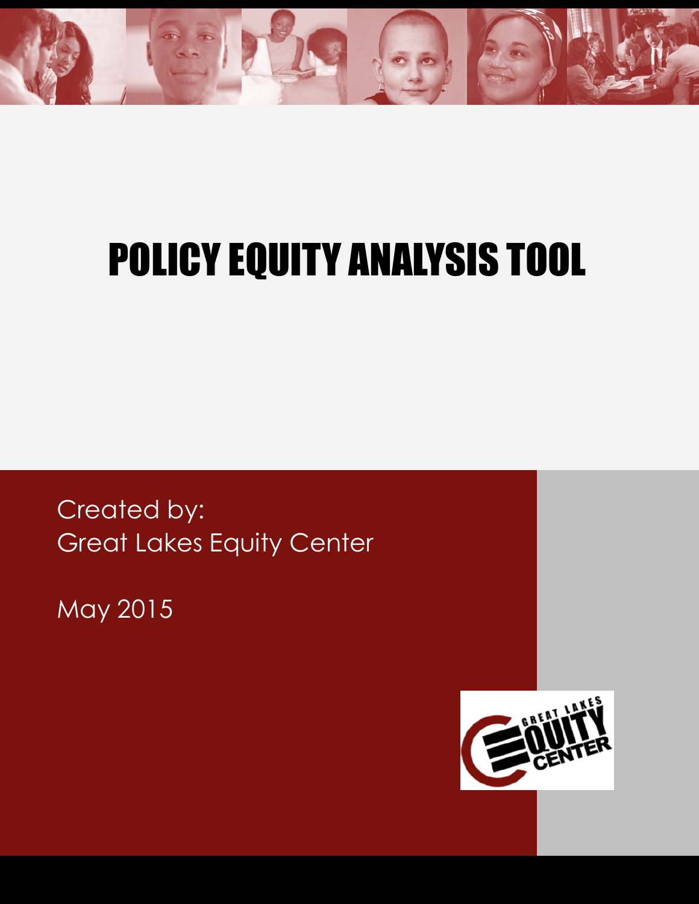# POLICY EQUITY ANALYSIS TOOL

Created by:
Great Lakes Equity Center

May 2015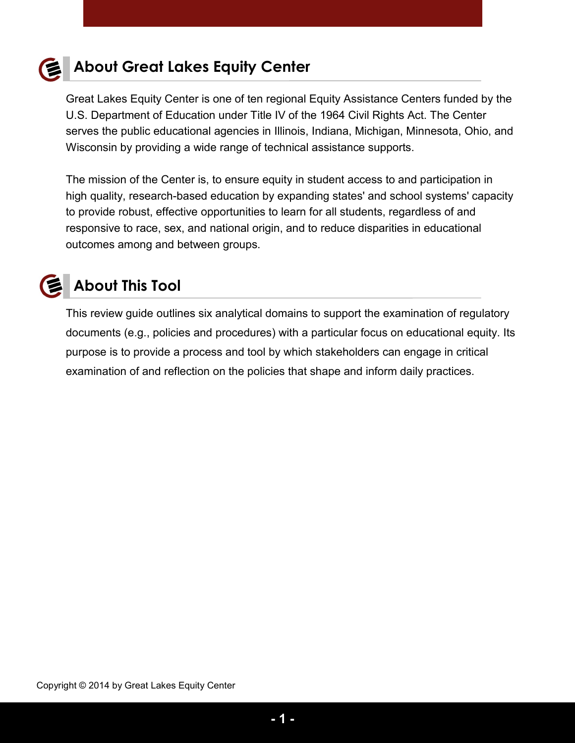## About Great Lakes Equity Center

Great Lakes Equity Center is one of ten regional Equity Assistance Centers funded by the U.S. Department of Education under Title IV of the 1964 Civil Rights Act. The Center serves the public educational agencies in Illinois, Indiana, Michigan, Minnesota, Ohio, and Wisconsin by providing a wide range of technical assistance supports.

The mission of the Center is, to ensure equity in student access to and participation in high quality, research-based education by expanding states' and school systems' capacity to provide robust, effective opportunities to learn for all students, regardless of and responsive to race, sex, and national origin, and to reduce disparities in educational outcomes among and between groups.

## About This Tool

This review guide outlines six analytical domains to support the examination of regulatory documents (e.g., policies and procedures) with a particular focus on educational equity. Its purpose is to provide a process and tool by which stakeholders can engage in critical examination of and reflection on the policies that shape and inform daily practices.

Copyright © 2014 by Great Lakes Equity Center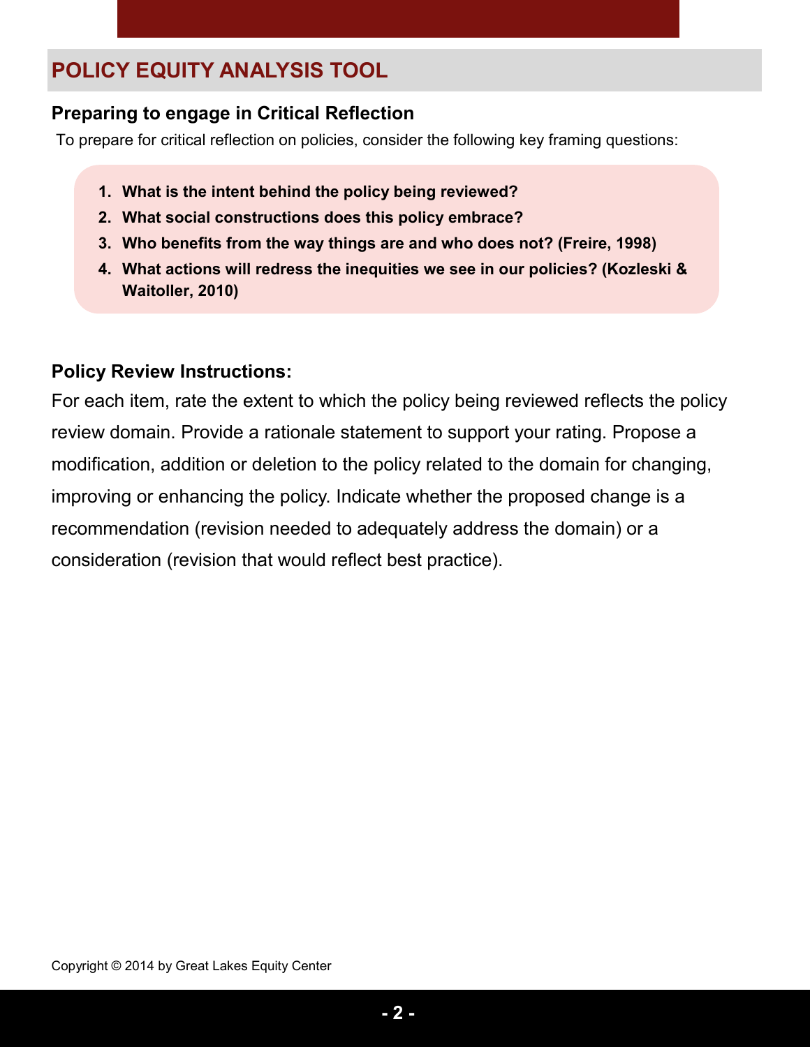## POLICY EQUITY ANALYSIS TOOL

### Preparing to engage in Critical Reflection

To prepare for critical reflection on policies, consider the following key framing questions:

1. **What is the intent behind the policy being reviewed?**
2. **What social constructions does this policy embrace?**
3. **Who benefits from the way things are and who does not? (Freire, 1998)**
4. **What actions will redress the inequities we see in our policies? (Kozleski & Waitoller, 2010)**

### Policy Review Instructions:

For each item, rate the extent to which the policy being reviewed reflects the policy review domain. Provide a rationale statement to support your rating. Propose a modification, addition or deletion to the policy related to the domain for changing, improving or enhancing the policy. Indicate whether the proposed change is a recommendation (revision needed to adequately address the domain) or a consideration (revision that would reflect best practice).

Copyright © 2014 by Great Lakes Equity Center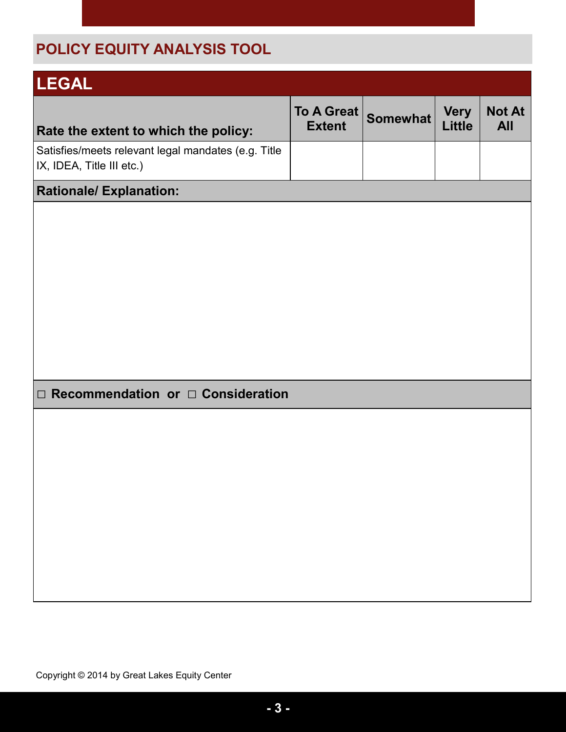## POLICY EQUITY ANALYSIS TOOL

### LEGAL

| Rate the extent to which the policy: | To A Great Extent | Somewhat | Very Little | Not At All |
|---|---|---|---|---|
| Satisfies/meets relevant legal mandates (e.g. Title IX, IDEA, Title III etc.) | | | | |

**Rationale/ Explanation:**

**□ Recommendation or □ Consideration**

Copyright © 2014 by Great Lakes Equity Center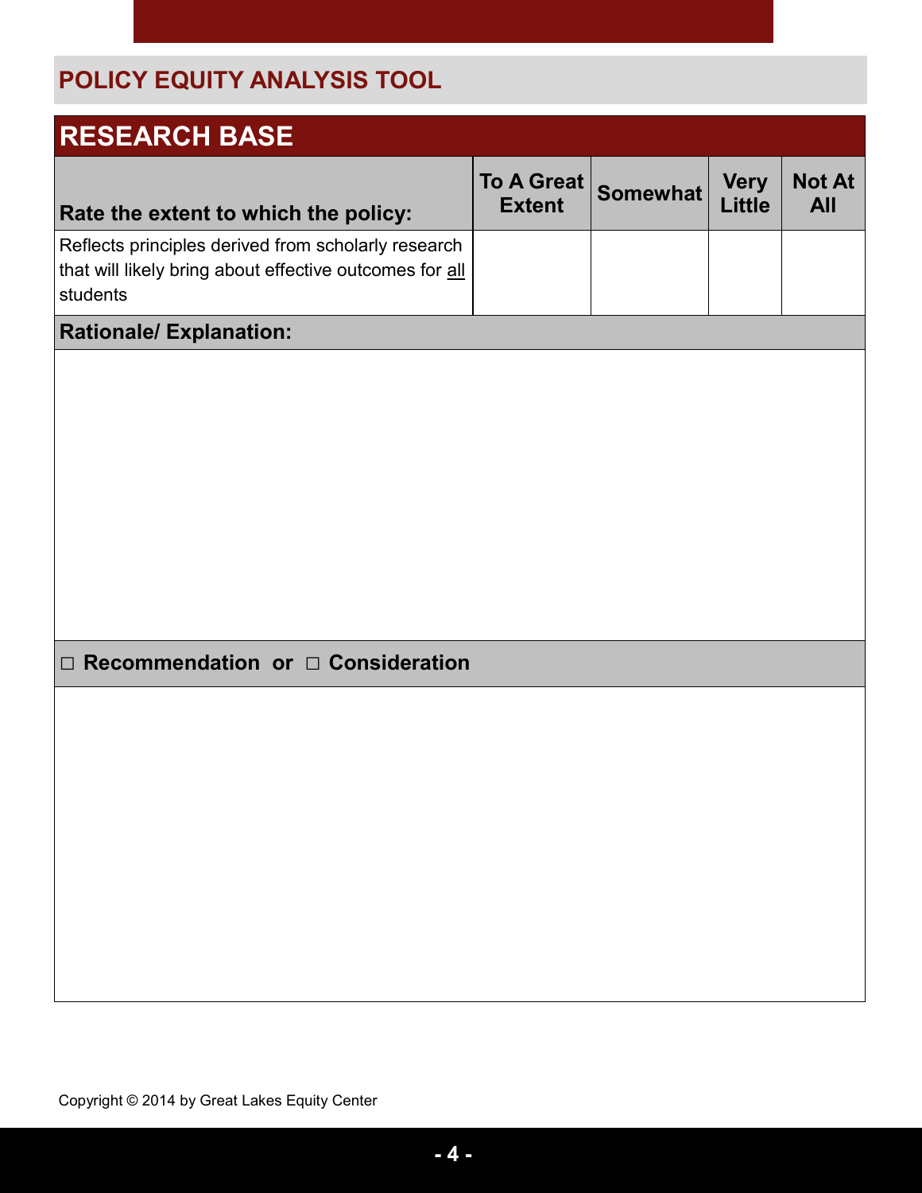## POLICY EQUITY ANALYSIS TOOL

### RESEARCH BASE

| **Rate the extent to which the policy:** | **To A Great Extent** | **Somewhat** | **Very Little** | **Not At All** |
|---|---|---|---|---|
| Reflects principles derived from scholarly research that will likely bring about effective outcomes for all students | | | | |

**Rationale/ Explanation:**

**□ Recommendation or □ Consideration**

Copyright © 2014 by Great Lakes Equity Center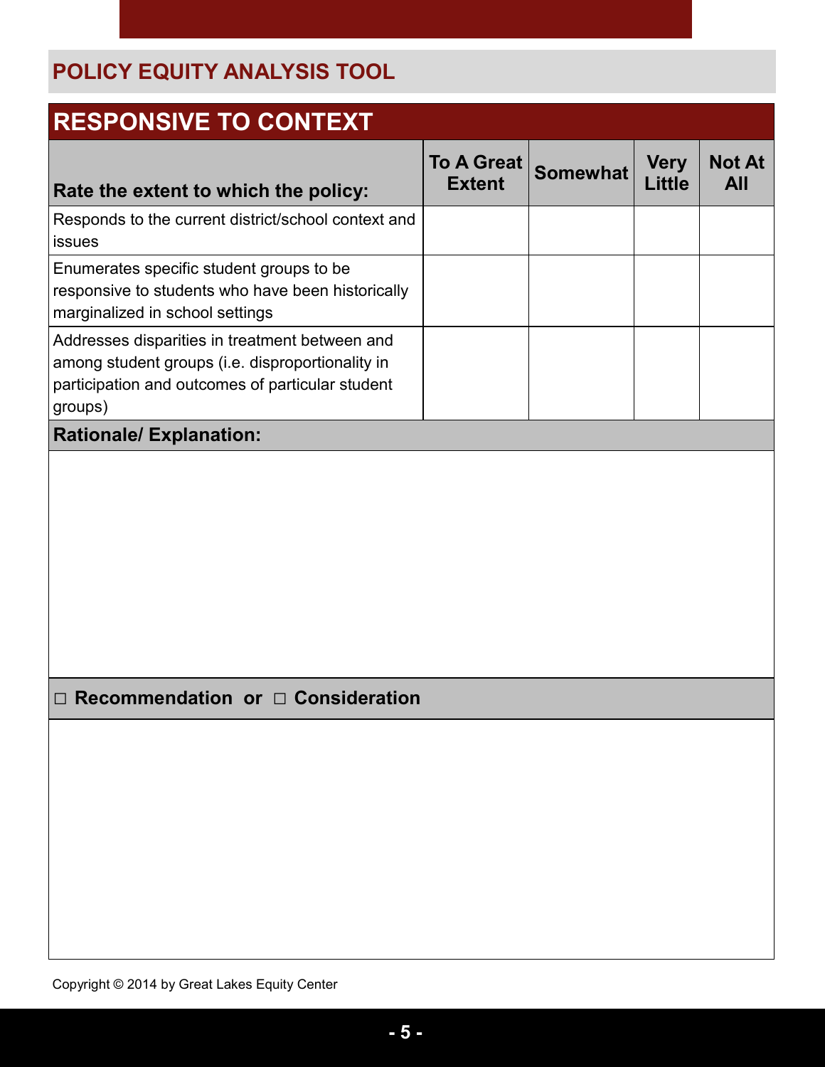## POLICY EQUITY ANALYSIS TOOL

### RESPONSIVE TO CONTEXT

| Rate the extent to which the policy: | To A Great Extent | Somewhat | Very Little | Not At All |
|---|---|---|---|---|
| Responds to the current district/school context and issues | | | | |
| Enumerates specific student groups to be responsive to students who have been historically marginalized in school settings | | | | |
| Addresses disparities in treatment between and among student groups (i.e. disproportionality in participation and outcomes of particular student groups) | | | | |

**Rationale/ Explanation:**

**□ Recommendation or □ Consideration**

Copyright © 2014 by Great Lakes Equity Center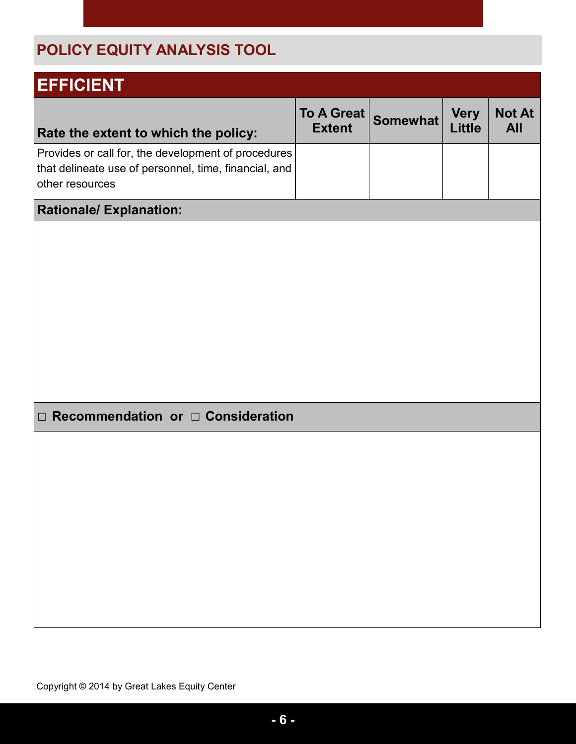## POLICY EQUITY ANALYSIS TOOL

### EFFICIENT

| Rate the extent to which the policy: | To A Great Extent | Somewhat | Very Little | Not At All |
|---|---|---|---|---|
| Provides or call for, the development of procedures that delineate use of personnel, time, financial, and other resources | | | | |

**Rationale/ Explanation:**

☐ **Recommendation** **or** ☐ **Consideration**

Copyright © 2014 by Great Lakes Equity Center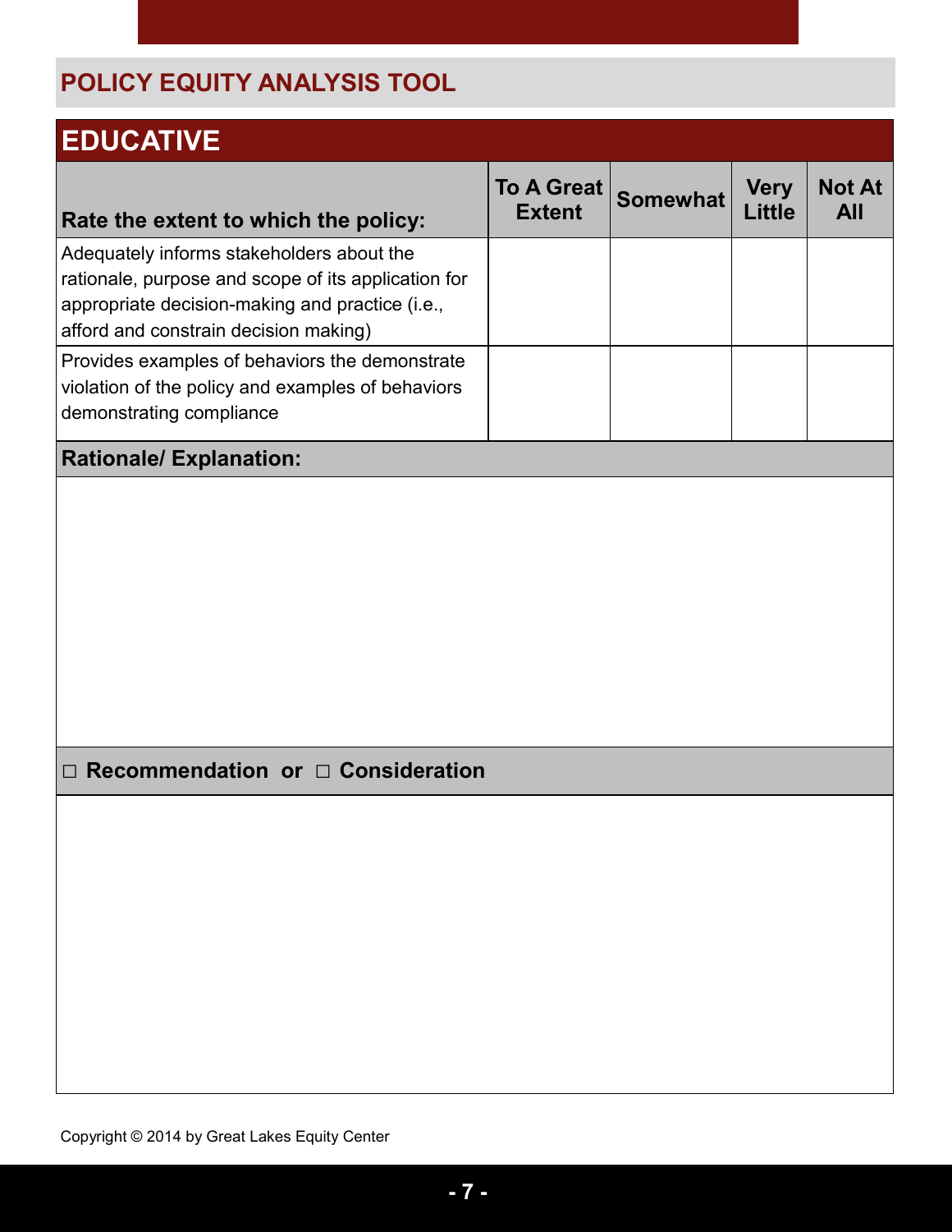## POLICY EQUITY ANALYSIS TOOL

### EDUCATIVE

| Rate the extent to which the policy: | To A Great Extent | Somewhat | Very Little | Not At All |
|---|---|---|---|---|
| Adequately informs stakeholders about the rationale, purpose and scope of its application for appropriate decision-making and practice (i.e., afford and constrain decision making) | | | | |
| Provides examples of behaviors the demonstrate violation of the policy and examples of behaviors demonstrating compliance | | | | |

**Rationale/ Explanation:**

**☐ Recommendation or ☐ Consideration**

Copyright © 2014 by Great Lakes Equity Center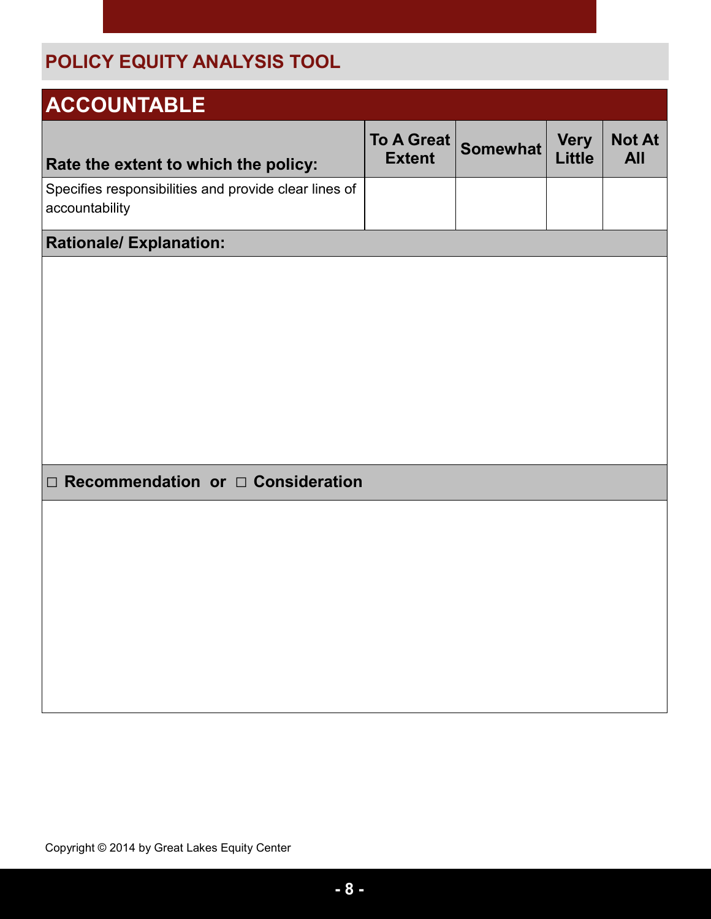## POLICY EQUITY ANALYSIS TOOL

### ACCOUNTABLE

| Rate the extent to which the policy: | To A Great Extent | Somewhat | Very Little | Not At All |
|---|---|---|---|---|
| Specifies responsibilities and provide clear lines of accountability | | | | |

**Rationale/ Explanation:**

**☐ Recommendation or ☐ Consideration**

Copyright © 2014 by Great Lakes Equity Center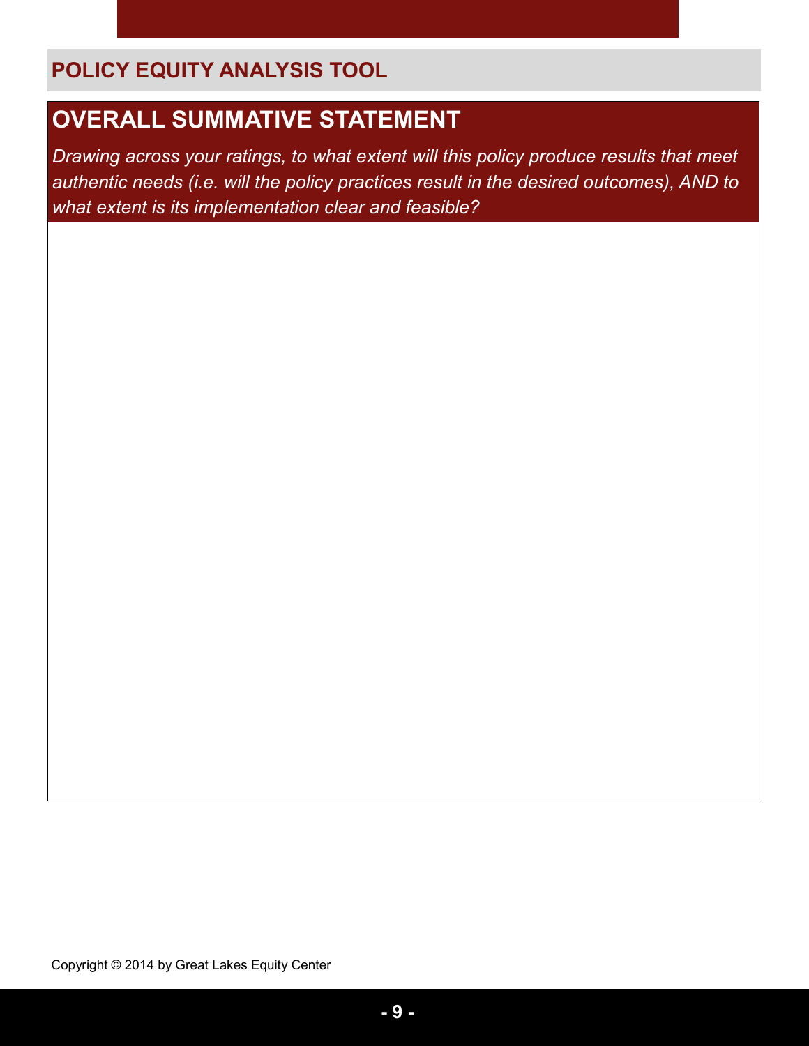## POLICY EQUITY ANALYSIS TOOL

### OVERALL SUMMATIVE STATEMENT

*Drawing across your ratings, to what extent will this policy produce results that meet authentic needs (i.e. will the policy practices result in the desired outcomes), AND to what extent is its implementation clear and feasible?*

Copyright © 2014 by Great Lakes Equity Center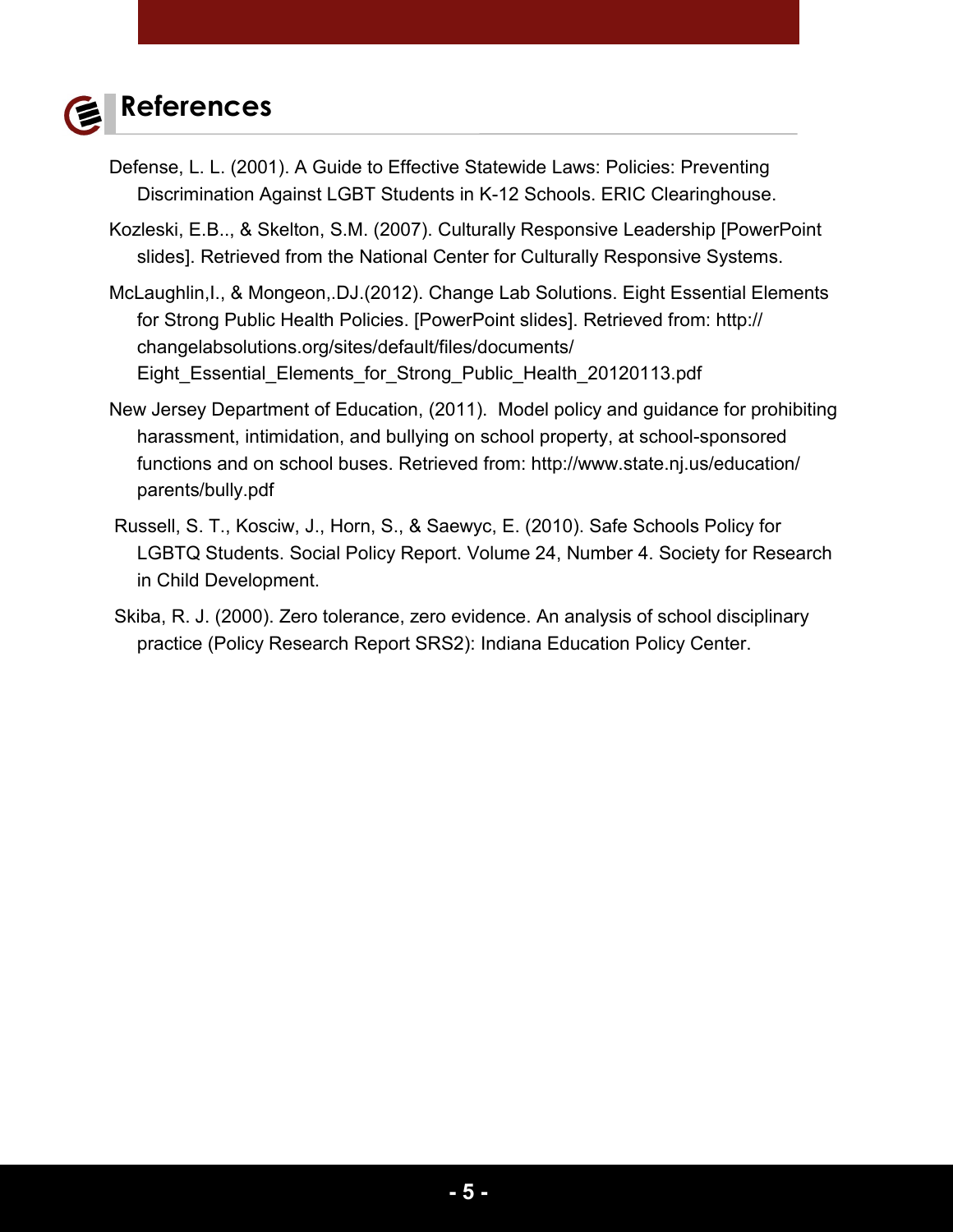## References

Defense, L. L. (2001). A Guide to Effective Statewide Laws: Policies: Preventing Discrimination Against LGBT Students in K-12 Schools. ERIC Clearinghouse.

Kozleski, E.B.., & Skelton, S.M. (2007). Culturally Responsive Leadership [PowerPoint slides]. Retrieved from the National Center for Culturally Responsive Systems.

McLaughlin,I., & Mongeon,.DJ.(2012). Change Lab Solutions. Eight Essential Elements for Strong Public Health Policies. [PowerPoint slides]. Retrieved from: http://changelabsolutions.org/sites/default/files/documents/Eight_Essential_Elements_for_Strong_Public_Health_20120113.pdf

New Jersey Department of Education, (2011). Model policy and guidance for prohibiting harassment, intimidation, and bullying on school property, at school-sponsored functions and on school buses. Retrieved from: http://www.state.nj.us/education/parents/bully.pdf

Russell, S. T., Kosciw, J., Horn, S., & Saewyc, E. (2010). Safe Schools Policy for LGBTQ Students. Social Policy Report. Volume 24, Number 4. Society for Research in Child Development.

Skiba, R. J. (2000). Zero tolerance, zero evidence. An analysis of school disciplinary practice (Policy Research Report SRS2): Indiana Education Policy Center.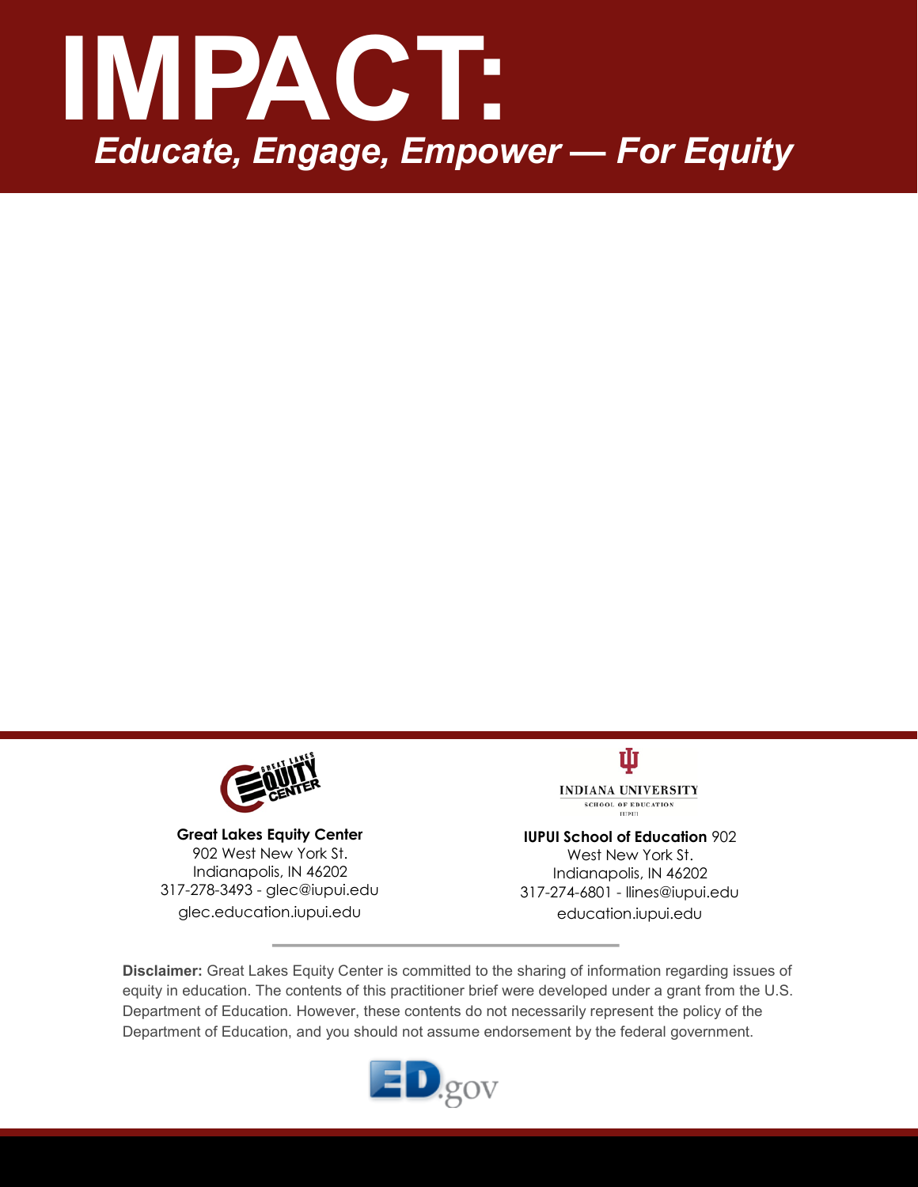# IMPACT:

***Educate, Engage, Empower — For Equity***

**Great Lakes Equity Center**
902 West New York St.
Indianapolis, IN 46202
317-278-3493 - glec@iupui.edu
glec.education.iupui.edu

INDIANA UNIVERSITY
SCHOOL OF EDUCATION
IUPUI

**IUPUI School of Education** 902 West New York St.
Indianapolis, IN 46202
317-274-6801 - llines@iupui.edu
education.iupui.edu

**Disclaimer:** Great Lakes Equity Center is committed to the sharing of information regarding issues of equity in education. The contents of this practitioner brief were developed under a grant from the U.S. Department of Education. However, these contents do not necessarily represent the policy of the Department of Education, and you should not assume endorsement by the federal government.

ED.gov